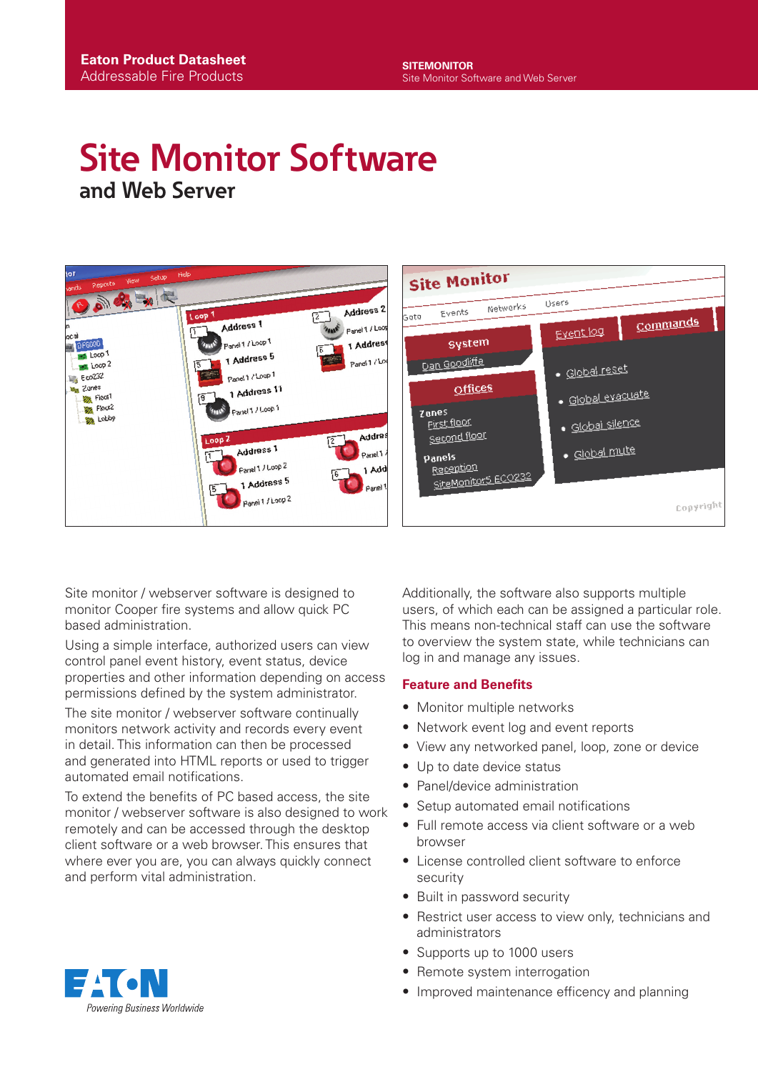Eaton Product Datasheet
Addressable Fire Products

SITEMONITOR
Site Monitor Software and Web Server

# Site Monitor Software
## and Web Server

Site monitor / webserver software is designed to monitor Cooper fire systems and allow quick PC based administration.

Using a simple interface, authorized users can view control panel event history, event status, device properties and other information depending on access permissions defined by the system administrator.

The site monitor / webserver software continually monitors network activity and records every event in detail. This information can then be processed and generated into HTML reports or used to trigger automated email notifications.

To extend the benefits of PC based access, the site monitor / webserver software is also designed to work remotely and can be accessed through the desktop client software or a web browser. This ensures that where ever you are, you can always quickly connect and perform vital administration.

Additionally, the software also supports multiple users, of which each can be assigned a particular role. This means non-technical staff can use the software to overview the system state, while technicians can log in and manage any issues.

### Feature and Benefits

- Monitor multiple networks
- Network event log and event reports
- View any networked panel, loop, zone or device
- Up to date device status
- Panel/device administration
- Setup automated email notifications
- Full remote access via client software or a web browser
- License controlled client software to enforce security
- Built in password security
- Restrict user access to view only, technicians and administrators
- Supports up to 1000 users
- Remote system interrogation
- Improved maintenance efficency and planning

Powering Business Worldwide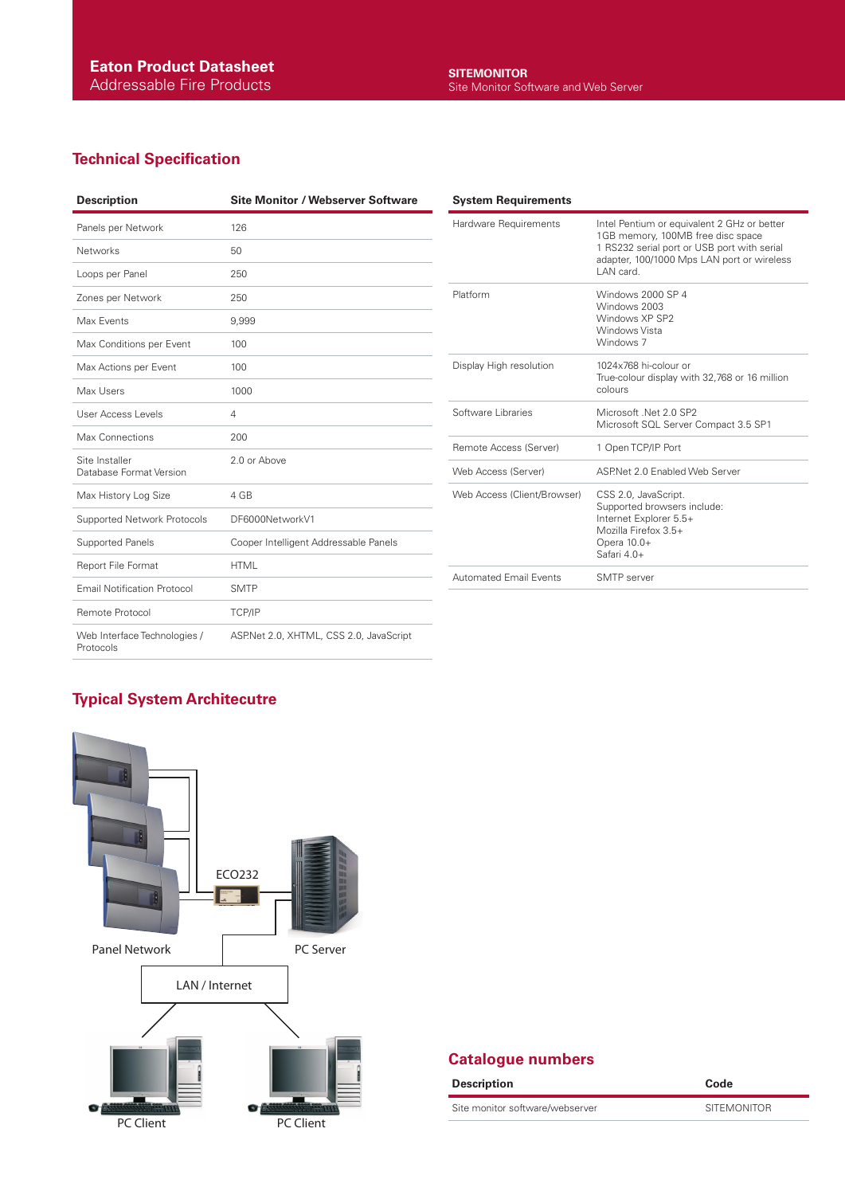## Technical Specification

| Description | Site Monitor / Webserver Software |
|---|---|
| Panels per Network | 126 |
| Networks | 50 |
| Loops per Panel | 250 |
| Zones per Network | 250 |
| Max Events | 9,999 |
| Max Conditions per Event | 100 |
| Max Actions per Event | 100 |
| Max Users | 1000 |
| User Access Levels | 4 |
| Max Connections | 200 |
| Site Installer Database Format Version | 2.0 or Above |
| Max History Log Size | 4 GB |
| Supported Network Protocols | DF6000NetworkV1 |
| Supported Panels | Cooper Intelligent Addressable Panels |
| Report File Format | HTML |
| Email Notification Protocol | SMTP |
| Remote Protocol | TCP/IP |
| Web Interface Technologies / Protocols | ASP.Net 2.0, XHTML, CSS 2.0, JavaScript |

| System Requirements | |
|---|---|
| Hardware Requirements | Intel Pentium or equivalent 2 GHz or better 1GB memory, 100MB free disc space 1 RS232 serial port or USB port with serial adapter, 100/1000 Mps LAN port or wireless LAN card. |
| Platform | Windows 2000 SP 4<br>Windows 2003<br>Windows XP SP2<br>Windows Vista<br>Windows 7 |
| Display High resolution | 1024x768 hi-colour or True-colour display with 32,768 or 16 million colours |
| Software Libraries | Microsoft .Net 2.0 SP2<br>Microsoft SQL Server Compact 3.5 SP1 |
| Remote Access (Server) | 1 Open TCP/IP Port |
| Web Access (Server) | ASP.Net 2.0 Enabled Web Server |
| Web Access (Client/Browser) | CSS 2.0, JavaScript.<br>Supported browsers include:<br>Internet Explorer 5.5+<br>Mozilla Firefox 3.5+<br>Opera 10.0+<br>Safari 4.0+ |
| Automated Email Events | SMTP server |

## Typical System Architecutre

Panel Network

ECO232

PC Server

LAN / Internet

PC Client

PC Client

## Catalogue numbers

| Description | Code |
|---|---|
| Site monitor software/webserver | SITEMONITOR |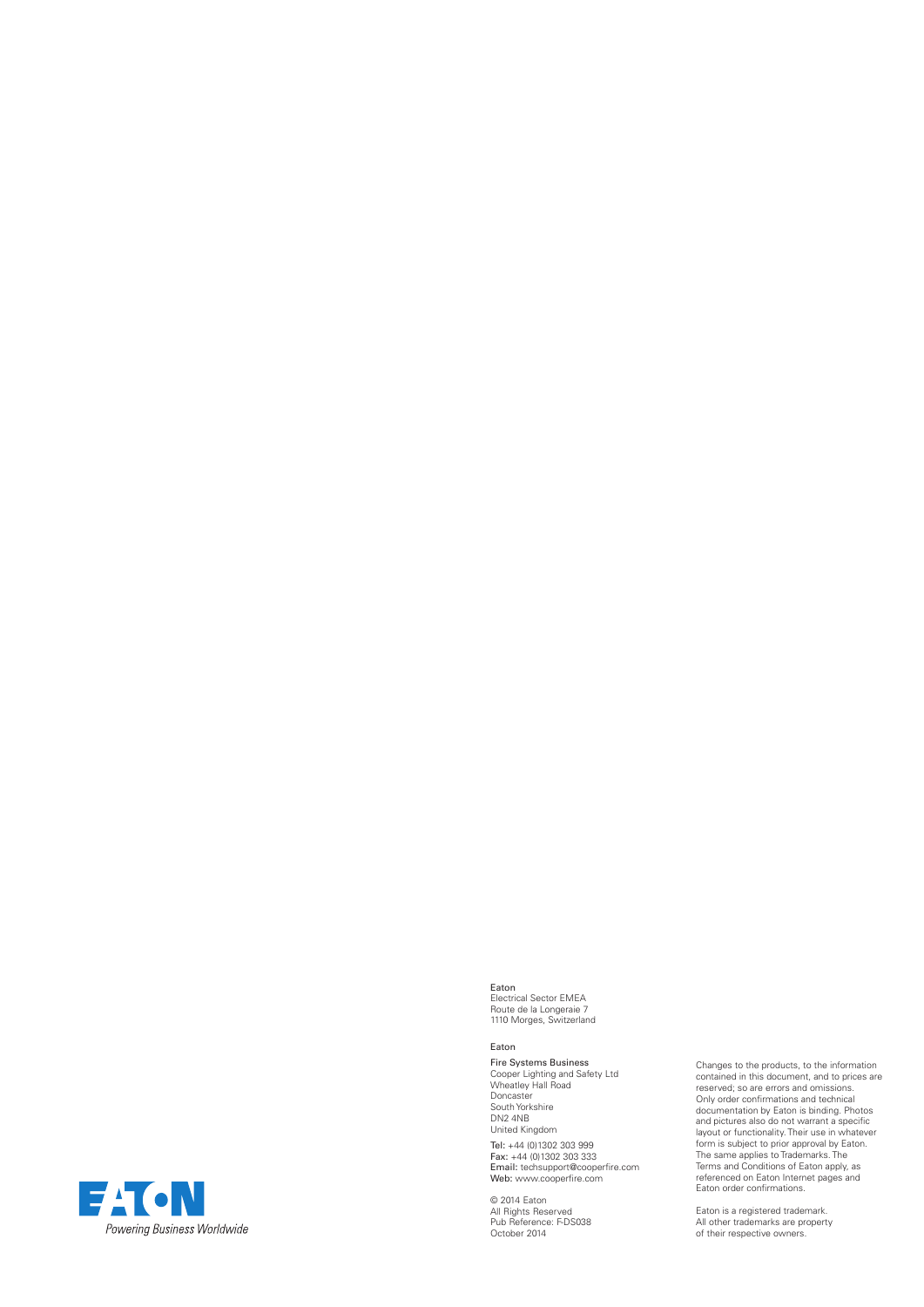Eaton
Electrical Sector EMEA
Route de la Longeraie 7
1110 Morges, Switzerland

Eaton

Fire Systems Business
Cooper Lighting and Safety Ltd
Wheatley Hall Road
Doncaster
South Yorkshire
DN2 4NB
United Kingdom

**Tel:** +44 (0)1302 303 999
**Fax:** +44 (0)1302 303 333
**Email:** techsupport@cooperfire.com
**Web:** www.cooperfire.com

© 2014 Eaton
All Rights Reserved
Pub Reference: F-DS038
October 2014

Changes to the products, to the information contained in this document, and to prices are reserved; so are errors and omissions. Only order confirmations and technical documentation by Eaton is binding. Photos and pictures also do not warrant a specific layout or functionality. Their use in whatever form is subject to prior approval by Eaton. The same applies to Trademarks. The Terms and Conditions of Eaton apply, as referenced on Eaton Internet pages and Eaton order confirmations.

Eaton is a registered trademark.
All other trademarks are property of their respective owners.

EATON
*Powering Business Worldwide*